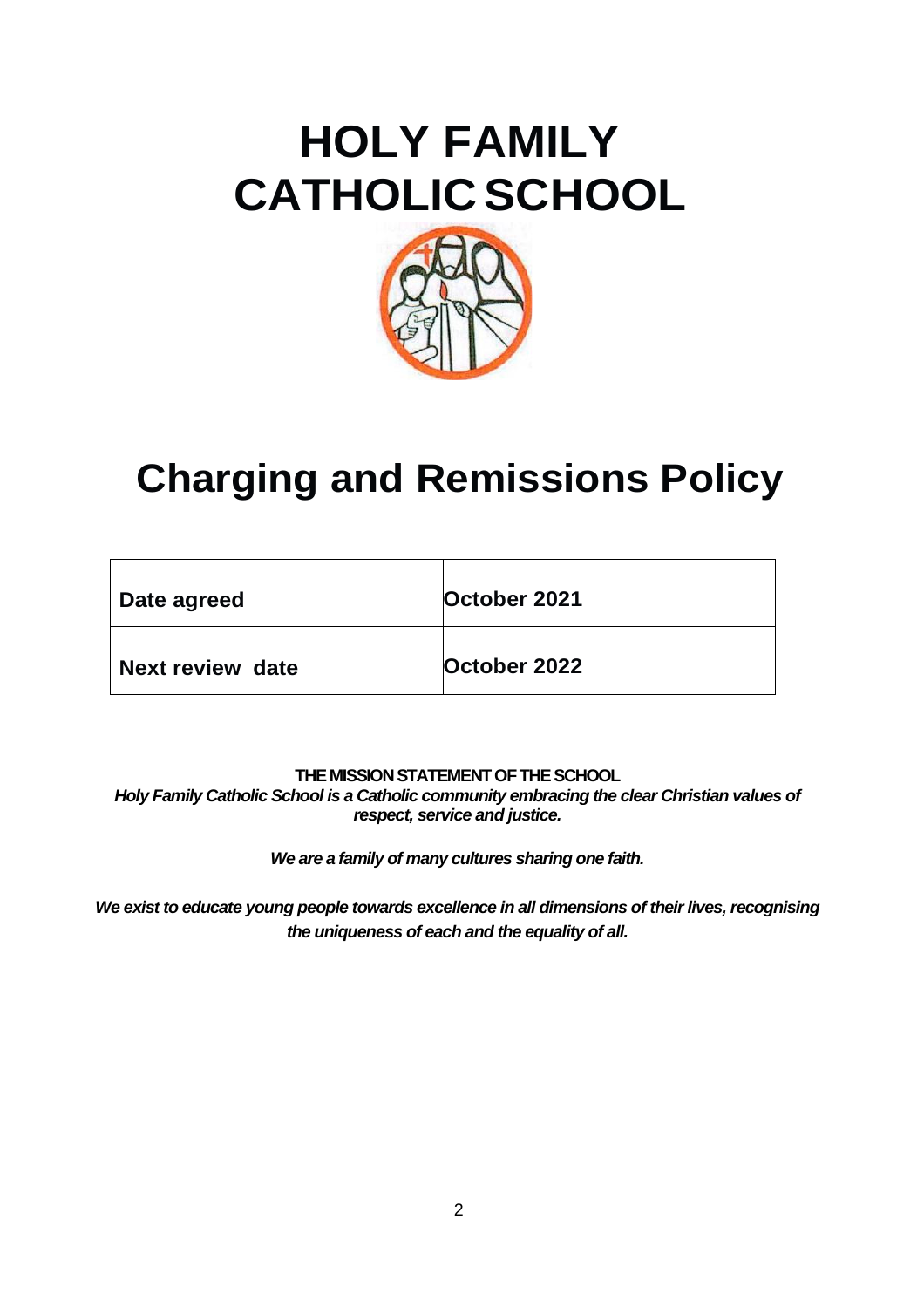# HOLY FAMILY CATHOLIC SCHOOL

# Charging and Remissions Policy

| | |
|---|---|
| **Date agreed** | **October 2021** |
| **Next review date** | **October 2022** |

**THE MISSION STATEMENT OF THE SCHOOL**

***Holy Family Catholic School is a Catholic community embracing the clear Christian values of respect, service and justice.***

***We are a family of many cultures sharing one faith.***

***We exist to educate young people towards excellence in all dimensions of their lives, recognising the uniqueness of each and the equality of all.***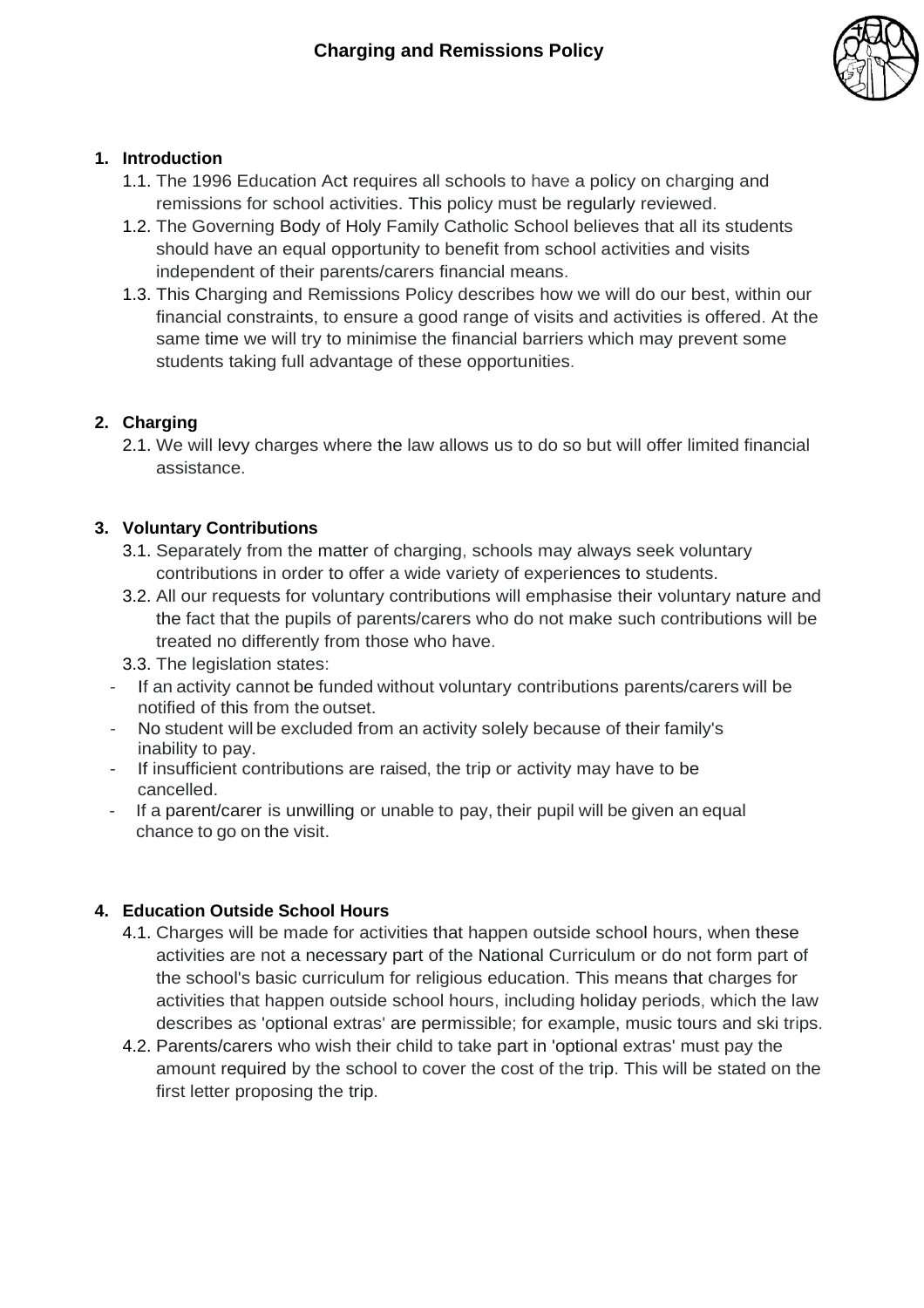# Charging and Remissions Policy

## 1. Introduction

1.1. The 1996 Education Act requires all schools to have a policy on charging and remissions for school activities. This policy must be regularly reviewed.

1.2. The Governing Body of Holy Family Catholic School believes that all its students should have an equal opportunity to benefit from school activities and visits independent of their parents/carers financial means.

1.3. This Charging and Remissions Policy describes how we will do our best, within our financial constraints, to ensure a good range of visits and activities is offered. At the same time we will try to minimise the financial barriers which may prevent some students taking full advantage of these opportunities.

## 2. Charging

2.1. We will levy charges where the law allows us to do so but will offer limited financial assistance.

## 3. Voluntary Contributions

3.1. Separately from the matter of charging, schools may always seek voluntary contributions in order to offer a wide variety of experiences to students.

3.2. All our requests for voluntary contributions will emphasise their voluntary nature and the fact that the pupils of parents/carers who do not make such contributions will be treated no differently from those who have.

3.3. The legislation states:

- If an activity cannot be funded without voluntary contributions parents/carers will be notified of this from the outset.
- No student will be excluded from an activity solely because of their family's inability to pay.
- If insufficient contributions are raised, the trip or activity may have to be cancelled.
- If a parent/carer is unwilling or unable to pay, their pupil will be given an equal chance to go on the visit.

## 4. Education Outside School Hours

4.1. Charges will be made for activities that happen outside school hours, when these activities are not a necessary part of the National Curriculum or do not form part of the school's basic curriculum for religious education. This means that charges for activities that happen outside school hours, including holiday periods, which the law describes as 'optional extras' are permissible; for example, music tours and ski trips.

4.2. Parents/carers who wish their child to take part in 'optional extras' must pay the amount required by the school to cover the cost of the trip. This will be stated on the first letter proposing the trip.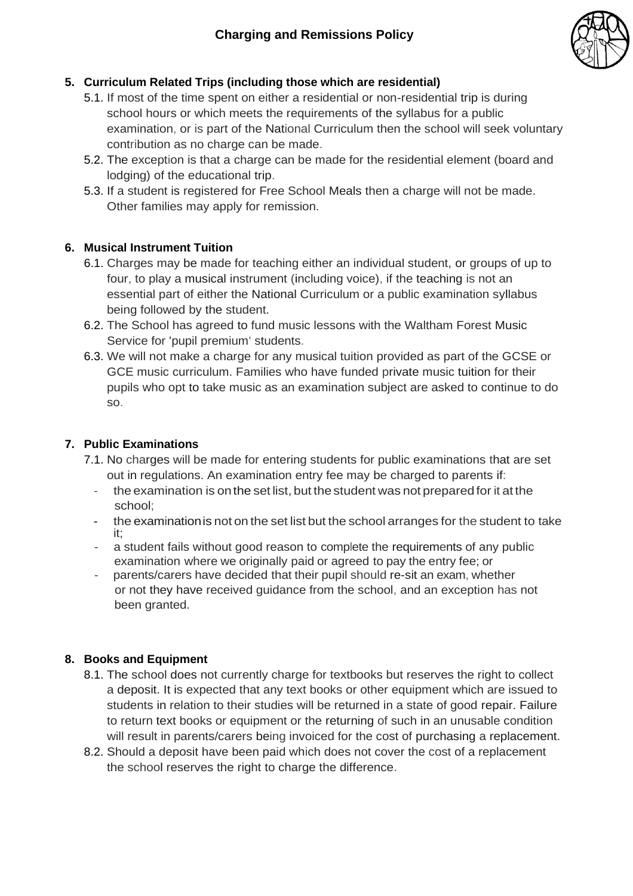## 5. Curriculum Related Trips (including those which are residential)

5.1. If most of the time spent on either a residential or non-residential trip is during school hours or which meets the requirements of the syllabus for a public examination, or is part of the National Curriculum then the school will seek voluntary contribution as no charge can be made.

5.2. The exception is that a charge can be made for the residential element (board and lodging) of the educational trip.

5.3. If a student is registered for Free School Meals then a charge will not be made. Other families may apply for remission.

## 6. Musical Instrument Tuition

6.1. Charges may be made for teaching either an individual student, or groups of up to four, to play a musical instrument (including voice), if the teaching is not an essential part of either the National Curriculum or a public examination syllabus being followed by the student.

6.2. The School has agreed to fund music lessons with the Waltham Forest Music Service for 'pupil premium' students.

6.3. We will not make a charge for any musical tuition provided as part of the GCSE or GCE music curriculum. Families who have funded private music tuition for their pupils who opt to take music as an examination subject are asked to continue to do so.

## 7. Public Examinations

7.1. No charges will be made for entering students for public examinations that are set out in regulations. An examination entry fee may be charged to parents if:

- the examination is on the set list, but the student was not prepared for it at the school;
- the examination is not on the set list but the school arranges for the student to take it;
- a student fails without good reason to complete the requirements of any public examination where we originally paid or agreed to pay the entry fee; or
- parents/carers have decided that their pupil should re-sit an exam, whether or not they have received guidance from the school, and an exception has not been granted.

## 8. Books and Equipment

8.1. The school does not currently charge for textbooks but reserves the right to collect a deposit. It is expected that any text books or other equipment which are issued to students in relation to their studies will be returned in a state of good repair. Failure to return text books or equipment or the returning of such in an unusable condition will result in parents/carers being invoiced for the cost of purchasing a replacement.

8.2. Should a deposit have been paid which does not cover the cost of a replacement the school reserves the right to charge the difference.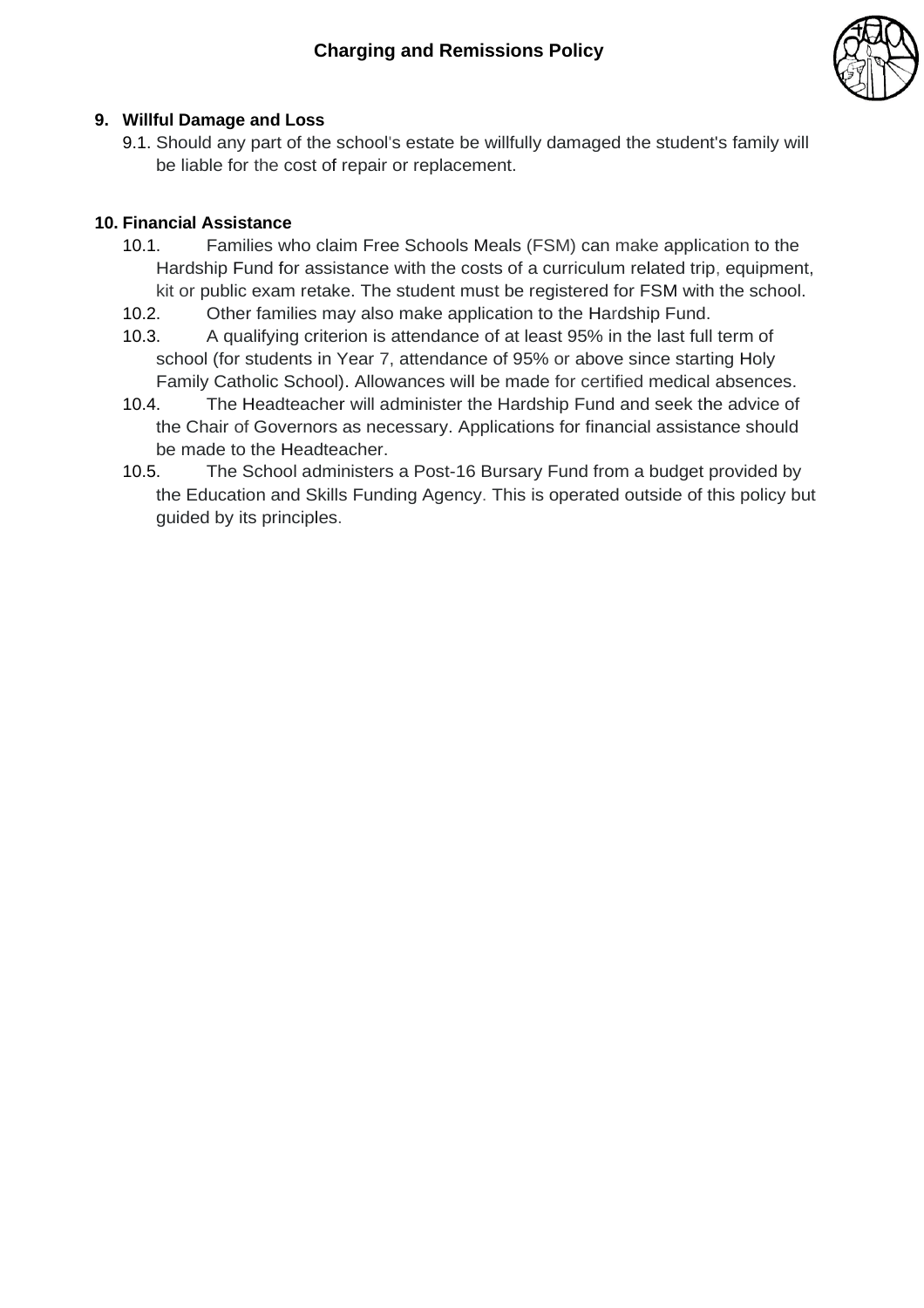## 9. Willful Damage and Loss

9.1. Should any part of the school's estate be willfully damaged the student's family will be liable for the cost of repair or replacement.

## 10. Financial Assistance

10.1. Families who claim Free Schools Meals (FSM) can make application to the Hardship Fund for assistance with the costs of a curriculum related trip, equipment, kit or public exam retake. The student must be registered for FSM with the school.

10.2. Other families may also make application to the Hardship Fund.

10.3. A qualifying criterion is attendance of at least 95% in the last full term of school (for students in Year 7, attendance of 95% or above since starting Holy Family Catholic School). Allowances will be made for certified medical absences.

10.4. The Headteacher will administer the Hardship Fund and seek the advice of the Chair of Governors as necessary. Applications for financial assistance should be made to the Headteacher.

10.5. The School administers a Post-16 Bursary Fund from a budget provided by the Education and Skills Funding Agency. This is operated outside of this policy but guided by its principles.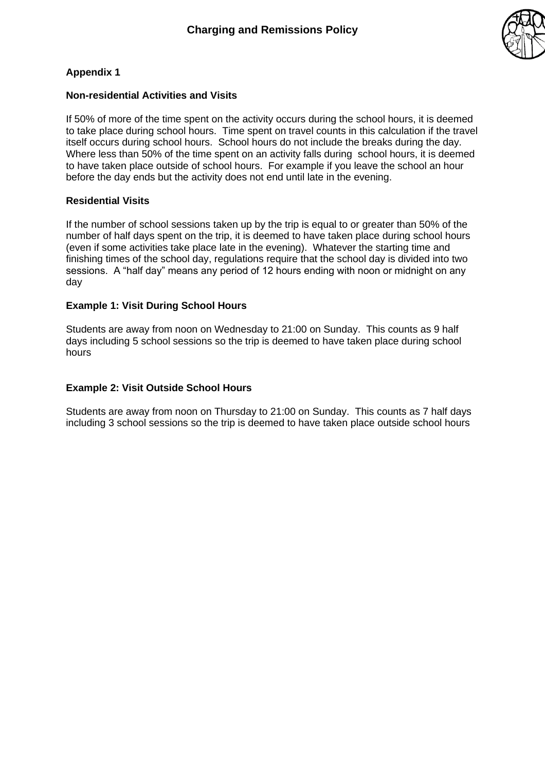## Appendix 1

### Non-residential Activities and Visits

If 50% of more of the time spent on the activity occurs during the school hours, it is deemed to take place during school hours. Time spent on travel counts in this calculation if the travel itself occurs during school hours. School hours do not include the breaks during the day. Where less than 50% of the time spent on an activity falls during school hours, it is deemed to have taken place outside of school hours. For example if you leave the school an hour before the day ends but the activity does not end until late in the evening.

### Residential Visits

If the number of school sessions taken up by the trip is equal to or greater than 50% of the number of half days spent on the trip, it is deemed to have taken place during school hours (even if some activities take place late in the evening). Whatever the starting time and finishing times of the school day, regulations require that the school day is divided into two sessions. A "half day" means any period of 12 hours ending with noon or midnight on any day

### Example 1: Visit During School Hours

Students are away from noon on Wednesday to 21:00 on Sunday. This counts as 9 half days including 5 school sessions so the trip is deemed to have taken place during school hours

### Example 2: Visit Outside School Hours

Students are away from noon on Thursday to 21:00 on Sunday. This counts as 7 half days including 3 school sessions so the trip is deemed to have taken place outside school hours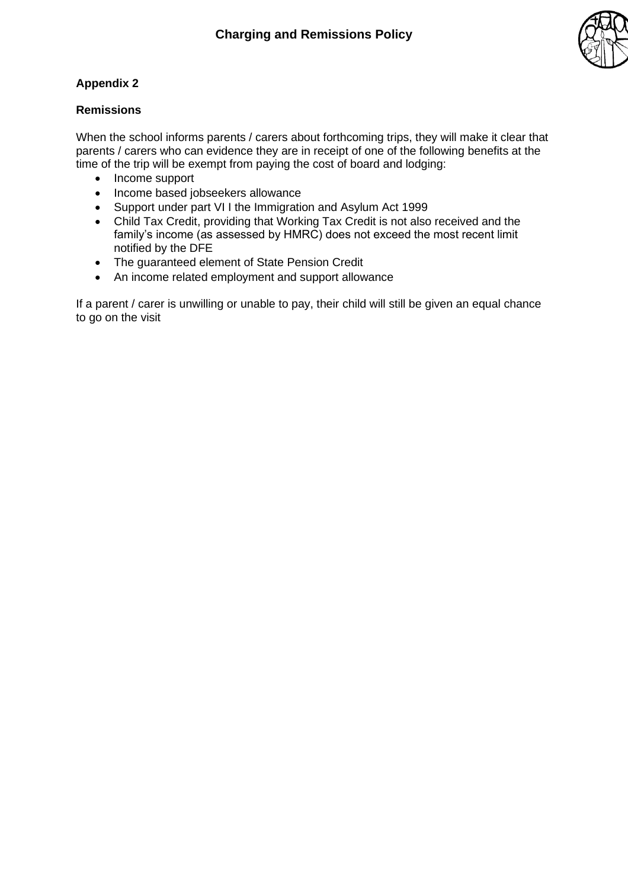**Appendix 2**

**Remissions**

When the school informs parents / carers about forthcoming trips, they will make it clear that parents / carers who can evidence they are in receipt of one of the following benefits at the time of the trip will be exempt from paying the cost of board and lodging:

- Income support
- Income based jobseekers allowance
- Support under part VI I the Immigration and Asylum Act 1999
- Child Tax Credit, providing that Working Tax Credit is not also received and the family's income (as assessed by HMRC) does not exceed the most recent limit notified by the DFE
- The guaranteed element of State Pension Credit
- An income related employment and support allowance

If a parent / carer is unwilling or unable to pay, their child will still be given an equal chance to go on the visit